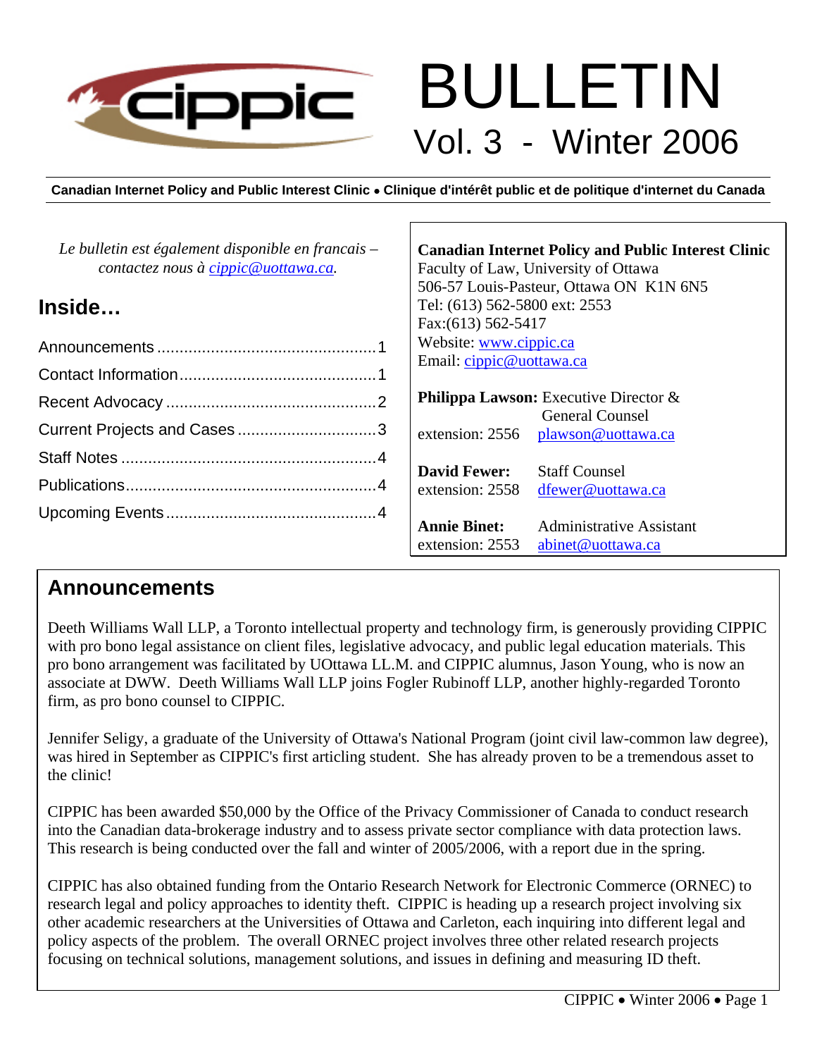# BULLETIN

## Vol. 3 - Winter 2006

**Canadian Internet Policy and Public Interest Clinic • Clinique d'intérêt public et de politique d'internet du Canada**

*Le bulletin est également disponible en francais – contactez nous à cippic@uottawa.ca.*

## Inside…

- Announcements ....... 1
- Contact Information ....... 1
- Recent Advocacy ....... 2
- Current Projects and Cases ....... 3
- Staff Notes ....... 4
- Publications ....... 4
- Upcoming Events ....... 4

**Canadian Internet Policy and Public Interest Clinic**
Faculty of Law, University of Ottawa
506-57 Louis-Pasteur, Ottawa ON K1N 6N5
Tel: (613) 562-5800 ext: 2553
Fax:(613) 562-5417
Website: www.cippic.ca
Email: cippic@uottawa.ca

**Philippa Lawson:** Executive Director & General Counsel
extension: 2556 plawson@uottawa.ca

**David Fewer:** Staff Counsel
extension: 2558 dfewer@uottawa.ca

**Annie Binet:** Administrative Assistant
extension: 2553 abinet@uottawa.ca

## Announcements

Deeth Williams Wall LLP, a Toronto intellectual property and technology firm, is generously providing CIPPIC with pro bono legal assistance on client files, legislative advocacy, and public legal education materials. This pro bono arrangement was facilitated by UOttawa LL.M. and CIPPIC alumnus, Jason Young, who is now an associate at DWW. Deeth Williams Wall LLP joins Fogler Rubinoff LLP, another highly-regarded Toronto firm, as pro bono counsel to CIPPIC.

Jennifer Seligy, a graduate of the University of Ottawa's National Program (joint civil law-common law degree), was hired in September as CIPPIC's first articling student. She has already proven to be a tremendous asset to the clinic!

CIPPIC has been awarded $50,000 by the Office of the Privacy Commissioner of Canada to conduct research into the Canadian data-brokerage industry and to assess private sector compliance with data protection laws. This research is being conducted over the fall and winter of 2005/2006, with a report due in the spring.

CIPPIC has also obtained funding from the Ontario Research Network for Electronic Commerce (ORNEC) to research legal and policy approaches to identity theft. CIPPIC is heading up a research project involving six other academic researchers at the Universities of Ottawa and Carleton, each inquiring into different legal and policy aspects of the problem. The overall ORNEC project involves three other related research projects focusing on technical solutions, management solutions, and issues in defining and measuring ID theft.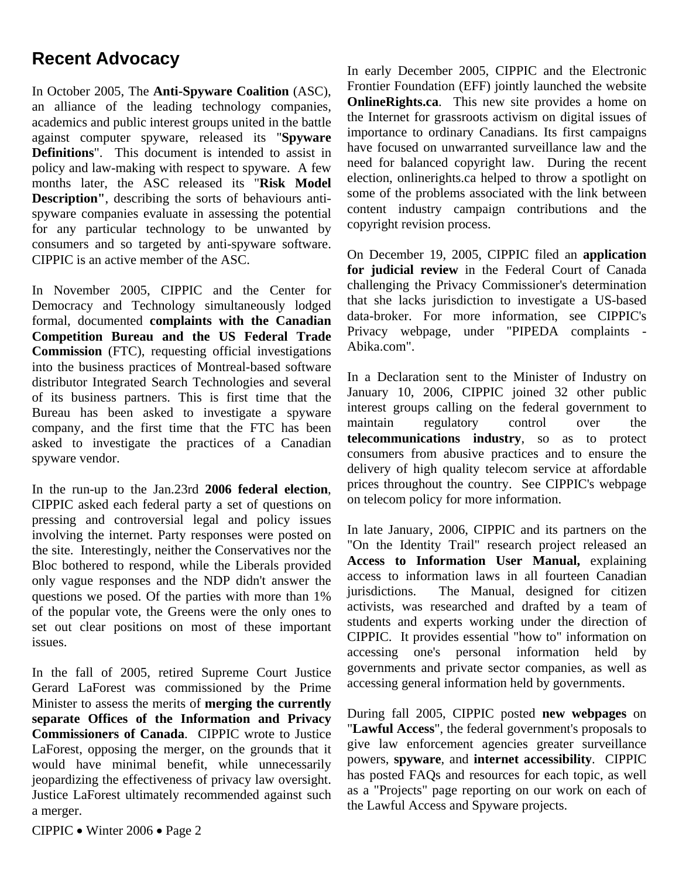## Recent Advocacy

In October 2005, The **Anti-Spyware Coalition** (ASC), an alliance of the leading technology companies, academics and public interest groups united in the battle against computer spyware, released its "**Spyware Definitions**". This document is intended to assist in policy and law-making with respect to spyware. A few months later, the ASC released its "**Risk Model Description"**, describing the sorts of behaviours anti-spyware companies evaluate in assessing the potential for any particular technology to be unwanted by consumers and so targeted by anti-spyware software. CIPPIC is an active member of the ASC.

In November 2005, CIPPIC and the Center for Democracy and Technology simultaneously lodged formal, documented **complaints with the Canadian Competition Bureau and the US Federal Trade Commission** (FTC), requesting official investigations into the business practices of Montreal-based software distributor Integrated Search Technologies and several of its business partners. This is first time that the Bureau has been asked to investigate a spyware company, and the first time that the FTC has been asked to investigate the practices of a Canadian spyware vendor.

In the run-up to the Jan.23rd **2006 federal election**, CIPPIC asked each federal party a set of questions on pressing and controversial legal and policy issues involving the internet. Party responses were posted on the site. Interestingly, neither the Conservatives nor the Bloc bothered to respond, while the Liberals provided only vague responses and the NDP didn't answer the questions we posed. Of the parties with more than 1% of the popular vote, the Greens were the only ones to set out clear positions on most of these important issues.

In the fall of 2005, retired Supreme Court Justice Gerard LaForest was commissioned by the Prime Minister to assess the merits of **merging the currently separate Offices of the Information and Privacy Commissioners of Canada**. CIPPIC wrote to Justice LaForest, opposing the merger, on the grounds that it would have minimal benefit, while unnecessarily jeopardizing the effectiveness of privacy law oversight. Justice LaForest ultimately recommended against such a merger.

In early December 2005, CIPPIC and the Electronic Frontier Foundation (EFF) jointly launched the website **OnlineRights.ca**. This new site provides a home on the Internet for grassroots activism on digital issues of importance to ordinary Canadians. Its first campaigns have focused on unwarranted surveillance law and the need for balanced copyright law. During the recent election, onlinerights.ca helped to throw a spotlight on some of the problems associated with the link between content industry campaign contributions and the copyright revision process.

On December 19, 2005, CIPPIC filed an **application for judicial review** in the Federal Court of Canada challenging the Privacy Commissioner's determination that she lacks jurisdiction to investigate a US-based data-broker. For more information, see CIPPIC's Privacy webpage, under "PIPEDA complaints - Abika.com".

In a Declaration sent to the Minister of Industry on January 10, 2006, CIPPIC joined 32 other public interest groups calling on the federal government to maintain regulatory control over the **telecommunications industry**, so as to protect consumers from abusive practices and to ensure the delivery of high quality telecom service at affordable prices throughout the country. See CIPPIC's webpage on telecom policy for more information.

In late January, 2006, CIPPIC and its partners on the "On the Identity Trail" research project released an **Access to Information User Manual,** explaining access to information laws in all fourteen Canadian jurisdictions. The Manual, designed for citizen activists, was researched and drafted by a team of students and experts working under the direction of CIPPIC. It provides essential "how to" information on accessing one's personal information held by governments and private sector companies, as well as accessing general information held by governments.

During fall 2005, CIPPIC posted **new webpages** on "**Lawful Access**", the federal government's proposals to give law enforcement agencies greater surveillance powers, **spyware**, and **internet accessibility**. CIPPIC has posted FAQs and resources for each topic, as well as a "Projects" page reporting on our work on each of the Lawful Access and Spyware projects.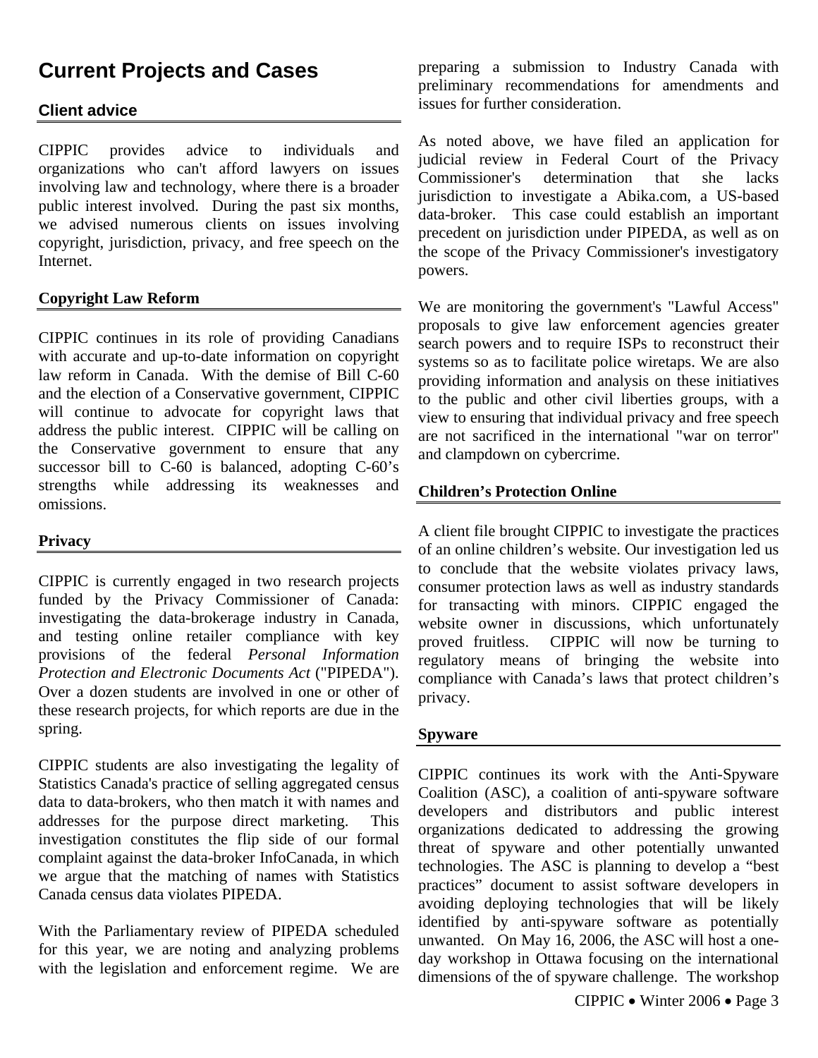# Current Projects and Cases

## Client advice

CIPPIC provides advice to individuals and organizations who can't afford lawyers on issues involving law and technology, where there is a broader public interest involved. During the past six months, we advised numerous clients on issues involving copyright, jurisdiction, privacy, and free speech on the Internet.

## Copyright Law Reform

CIPPIC continues in its role of providing Canadians with accurate and up-to-date information on copyright law reform in Canada. With the demise of Bill C-60 and the election of a Conservative government, CIPPIC will continue to advocate for copyright laws that address the public interest. CIPPIC will be calling on the Conservative government to ensure that any successor bill to C-60 is balanced, adopting C-60's strengths while addressing its weaknesses and omissions.

## Privacy

CIPPIC is currently engaged in two research projects funded by the Privacy Commissioner of Canada: investigating the data-brokerage industry in Canada, and testing online retailer compliance with key provisions of the federal *Personal Information Protection and Electronic Documents Act* ("PIPEDA"). Over a dozen students are involved in one or other of these research projects, for which reports are due in the spring.

CIPPIC students are also investigating the legality of Statistics Canada's practice of selling aggregated census data to data-brokers, who then match it with names and addresses for the purpose direct marketing. This investigation constitutes the flip side of our formal complaint against the data-broker InfoCanada, in which we argue that the matching of names with Statistics Canada census data violates PIPEDA.

With the Parliamentary review of PIPEDA scheduled for this year, we are noting and analyzing problems with the legislation and enforcement regime. We are preparing a submission to Industry Canada with preliminary recommendations for amendments and issues for further consideration.

As noted above, we have filed an application for judicial review in Federal Court of the Privacy Commissioner's determination that she lacks jurisdiction to investigate a Abika.com, a US-based data-broker. This case could establish an important precedent on jurisdiction under PIPEDA, as well as on the scope of the Privacy Commissioner's investigatory powers.

We are monitoring the government's "Lawful Access" proposals to give law enforcement agencies greater search powers and to require ISPs to reconstruct their systems so as to facilitate police wiretaps. We are also providing information and analysis on these initiatives to the public and other civil liberties groups, with a view to ensuring that individual privacy and free speech are not sacrificed in the international "war on terror" and clampdown on cybercrime.

## Children's Protection Online

A client file brought CIPPIC to investigate the practices of an online children's website. Our investigation led us to conclude that the website violates privacy laws, consumer protection laws as well as industry standards for transacting with minors. CIPPIC engaged the website owner in discussions, which unfortunately proved fruitless. CIPPIC will now be turning to regulatory means of bringing the website into compliance with Canada's laws that protect children's privacy.

## Spyware

CIPPIC continues its work with the Anti-Spyware Coalition (ASC), a coalition of anti-spyware software developers and distributors and public interest organizations dedicated to addressing the growing threat of spyware and other potentially unwanted technologies. The ASC is planning to develop a "best practices" document to assist software developers in avoiding deploying technologies that will be likely identified by anti-spyware software as potentially unwanted. On May 16, 2006, the ASC will host a one-day workshop in Ottawa focusing on the international dimensions of the of spyware challenge. The workshop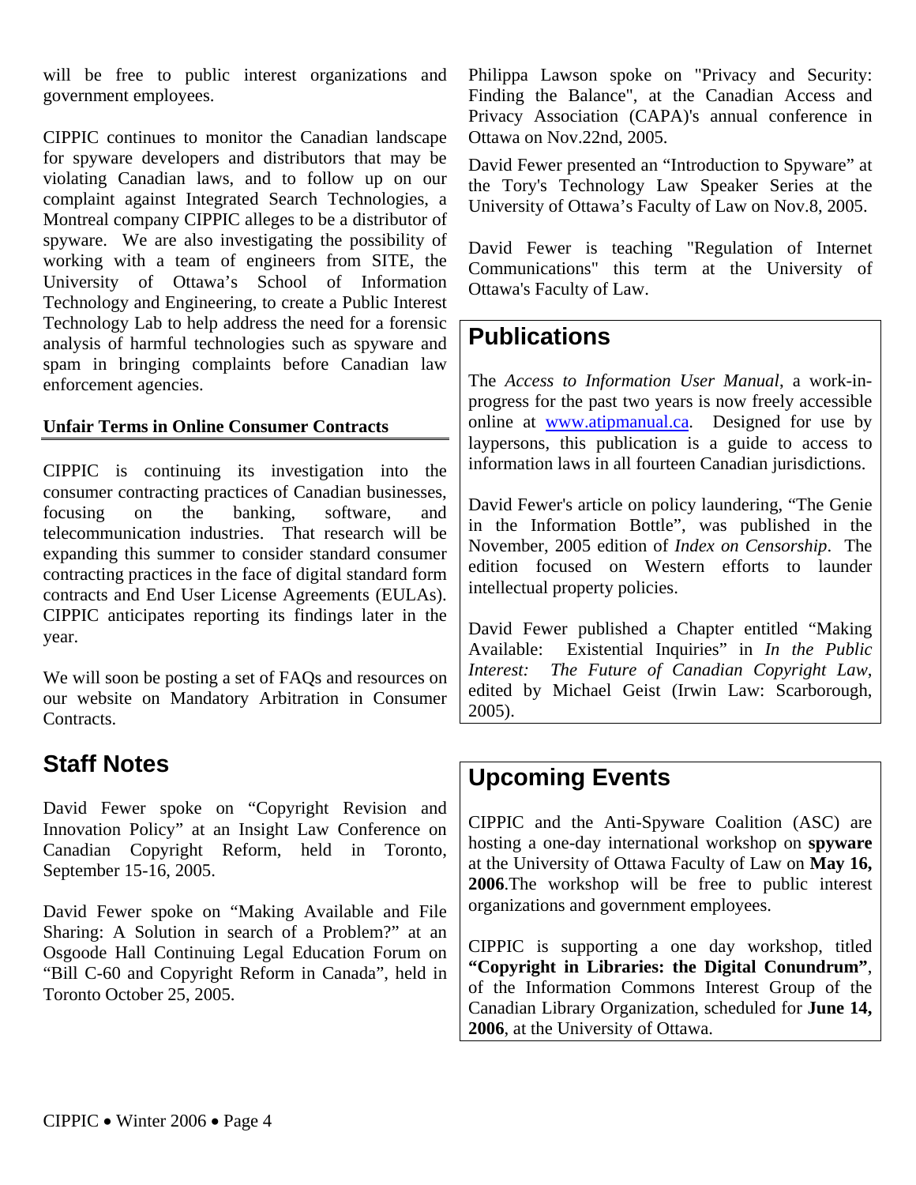will be free to public interest organizations and government employees.

CIPPIC continues to monitor the Canadian landscape for spyware developers and distributors that may be violating Canadian laws, and to follow up on our complaint against Integrated Search Technologies, a Montreal company CIPPIC alleges to be a distributor of spyware. We are also investigating the possibility of working with a team of engineers from SITE, the University of Ottawa's School of Information Technology and Engineering, to create a Public Interest Technology Lab to help address the need for a forensic analysis of harmful technologies such as spyware and spam in bringing complaints before Canadian law enforcement agencies.

### Unfair Terms in Online Consumer Contracts

CIPPIC is continuing its investigation into the consumer contracting practices of Canadian businesses, focusing on the banking, software, and telecommunication industries. That research will be expanding this summer to consider standard consumer contracting practices in the face of digital standard form contracts and End User License Agreements (EULAs). CIPPIC anticipates reporting its findings later in the year.

We will soon be posting a set of FAQs and resources on our website on Mandatory Arbitration in Consumer Contracts.

## Staff Notes

David Fewer spoke on "Copyright Revision and Innovation Policy" at an Insight Law Conference on Canadian Copyright Reform, held in Toronto, September 15-16, 2005.

David Fewer spoke on "Making Available and File Sharing: A Solution in search of a Problem?" at an Osgoode Hall Continuing Legal Education Forum on "Bill C-60 and Copyright Reform in Canada", held in Toronto October 25, 2005.

Philippa Lawson spoke on "Privacy and Security: Finding the Balance", at the Canadian Access and Privacy Association (CAPA)'s annual conference in Ottawa on Nov.22nd, 2005.

David Fewer presented an "Introduction to Spyware" at the Tory's Technology Law Speaker Series at the University of Ottawa's Faculty of Law on Nov.8, 2005.

David Fewer is teaching "Regulation of Internet Communications" this term at the University of Ottawa's Faculty of Law.

## Publications

The *Access to Information User Manual*, a work-in-progress for the past two years is now freely accessible online at www.atipmanual.ca. Designed for use by laypersons, this publication is a guide to access to information laws in all fourteen Canadian jurisdictions.

David Fewer's article on policy laundering, "The Genie in the Information Bottle", was published in the November, 2005 edition of *Index on Censorship*. The edition focused on Western efforts to launder intellectual property policies.

David Fewer published a Chapter entitled "Making Available: Existential Inquiries" in *In the Public Interest: The Future of Canadian Copyright Law*, edited by Michael Geist (Irwin Law: Scarborough, 2005).

## Upcoming Events

CIPPIC and the Anti-Spyware Coalition (ASC) are hosting a one-day international workshop on **spyware** at the University of Ottawa Faculty of Law on **May 16, 2006**.The workshop will be free to public interest organizations and government employees.

CIPPIC is supporting a one day workshop, titled **"Copyright in Libraries: the Digital Conundrum"**, of the Information Commons Interest Group of the Canadian Library Organization, scheduled for **June 14, 2006**, at the University of Ottawa.